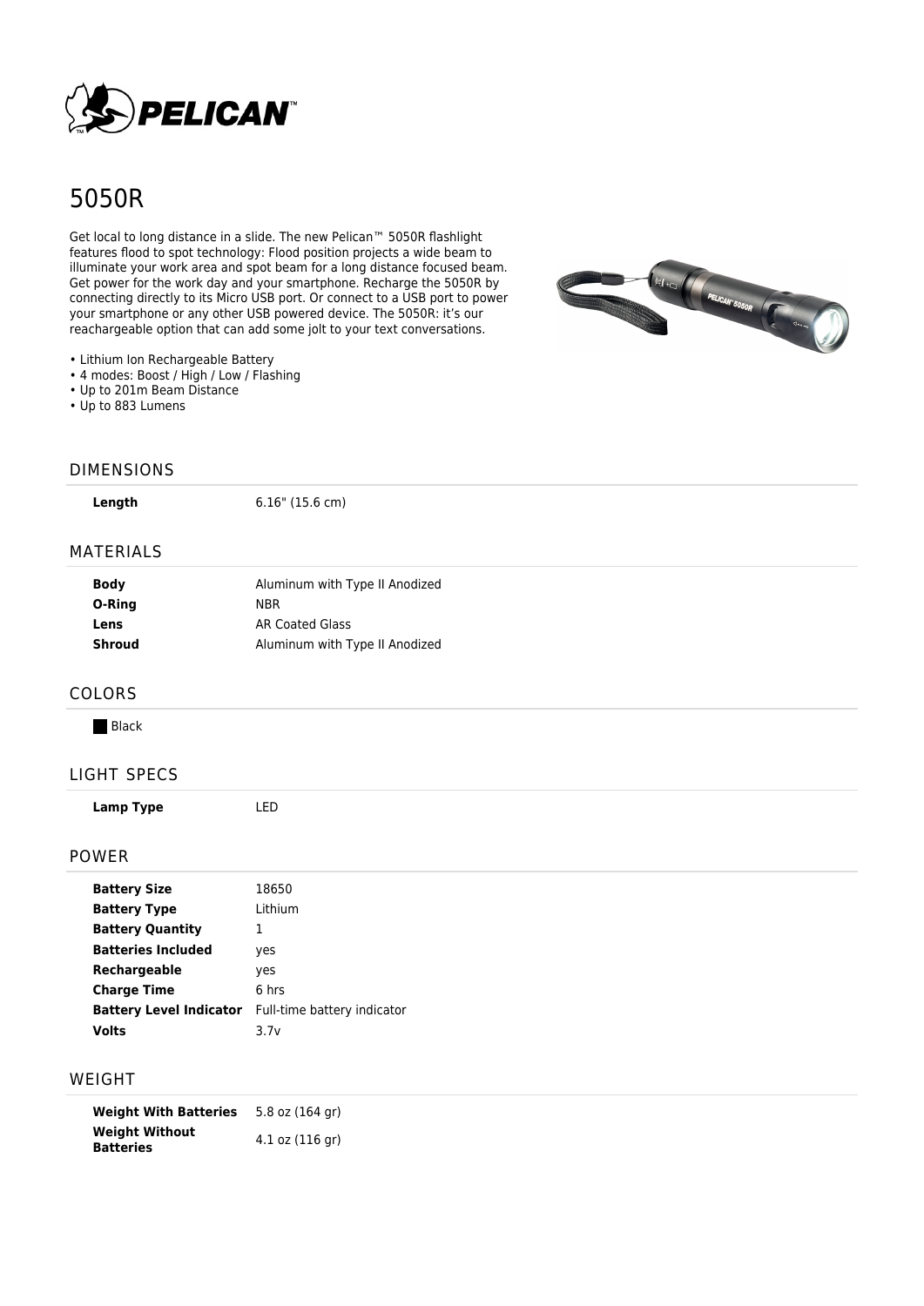# 5050R

Get local to long distance in a slide. The new Pelican™ 5050R flashlight features flood to spot technology: Flood position projects a wide beam to illuminate your work area and spot beam for a long distance focused beam. Get power for the work day and your smartphone. Recharge the 5050R by connecting directly to its Micro USB port. Or connect to a USB port to power your smartphone or any other USB powered device. The 5050R: it's our reachargeable option that can add some jolt to your text conversations.

- Lithium Ion Rechargeable Battery
- 4 modes: Boost / High / Low / Flashing
- Up to 201m Beam Distance
- Up to 883 Lumens

## DIMENSIONS

| | |
|---|---|
| **Length** | 6.16" (15.6 cm) |

## MATERIALS

| | |
|---|---|
| **Body** | Aluminum with Type II Anodized |
| **O-Ring** | NBR |
| **Lens** | AR Coated Glass |
| **Shroud** | Aluminum with Type II Anodized |

## COLORS

- Black

## LIGHT SPECS

| | |
|---|---|
| **Lamp Type** | LED |

## POWER

| | |
|---|---|
| **Battery Size** | 18650 |
| **Battery Type** | Lithium |
| **Battery Quantity** | 1 |
| **Batteries Included** | yes |
| **Rechargeable** | yes |
| **Charge Time** | 6 hrs |
| **Battery Level Indicator** | Full-time battery indicator |
| **Volts** | 3.7v |

## WEIGHT

| | |
|---|---|
| **Weight With Batteries** | 5.8 oz (164 gr) |
| **Weight Without Batteries** | 4.1 oz (116 gr) |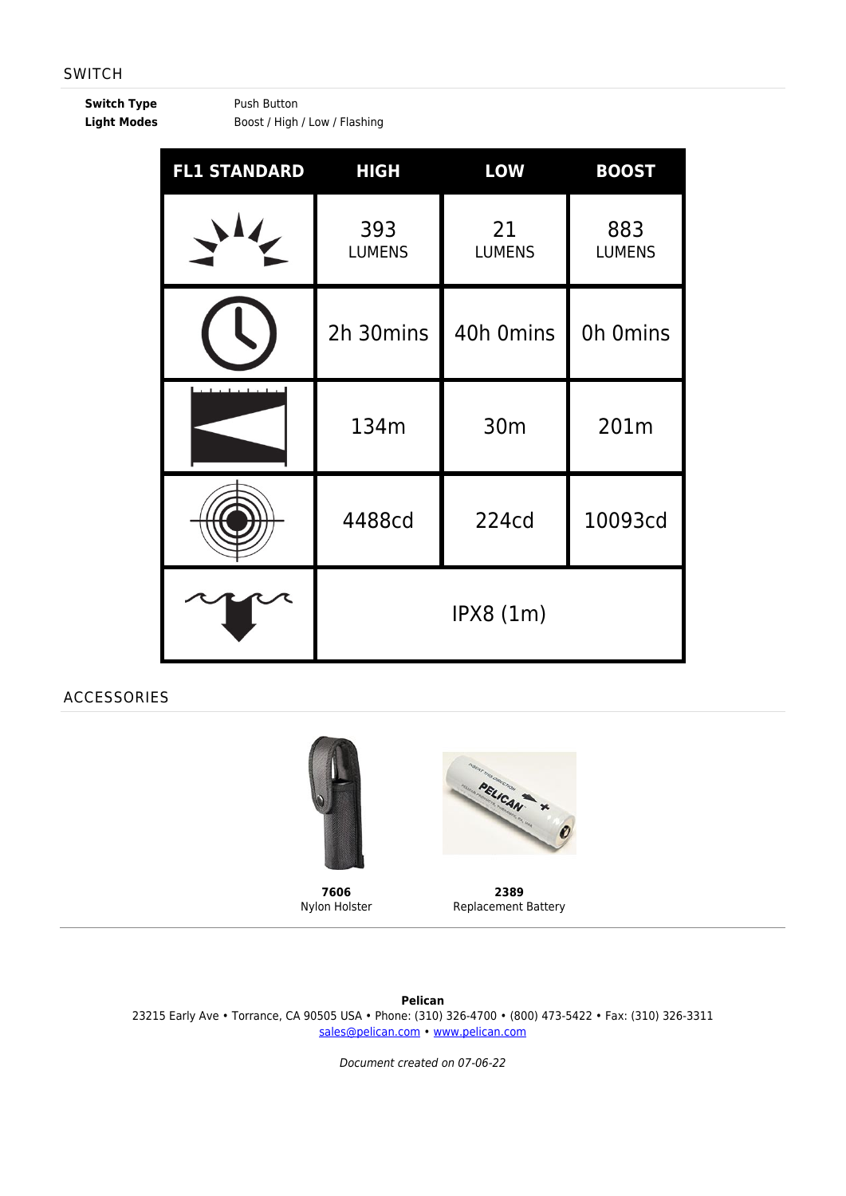## SWITCH

**Switch Type** Push Button
**Light Modes** Boost / High / Low / Flashing

| FL1 STANDARD | HIGH | LOW | BOOST |
| --- | --- | --- | --- |
| | 393 LUMENS | 21 LUMENS | 883 LUMENS |
| | 2h 30mins | 40h 0mins | 0h 0mins |
| | 134m | 30m | 201m |
| | 4488cd | 224cd | 10093cd |
| | IPX8 (1m) | | |

## ACCESSORIES

**7606**
Nylon Holster

**2389**
Replacement Battery

**Pelican**
23215 Early Ave • Torrance, CA 90505 USA • Phone: (310) 326-4700 • (800) 473-5422 • Fax: (310) 326-3311
sales@pelican.com • www.pelican.com

*Document created on 07-06-22*